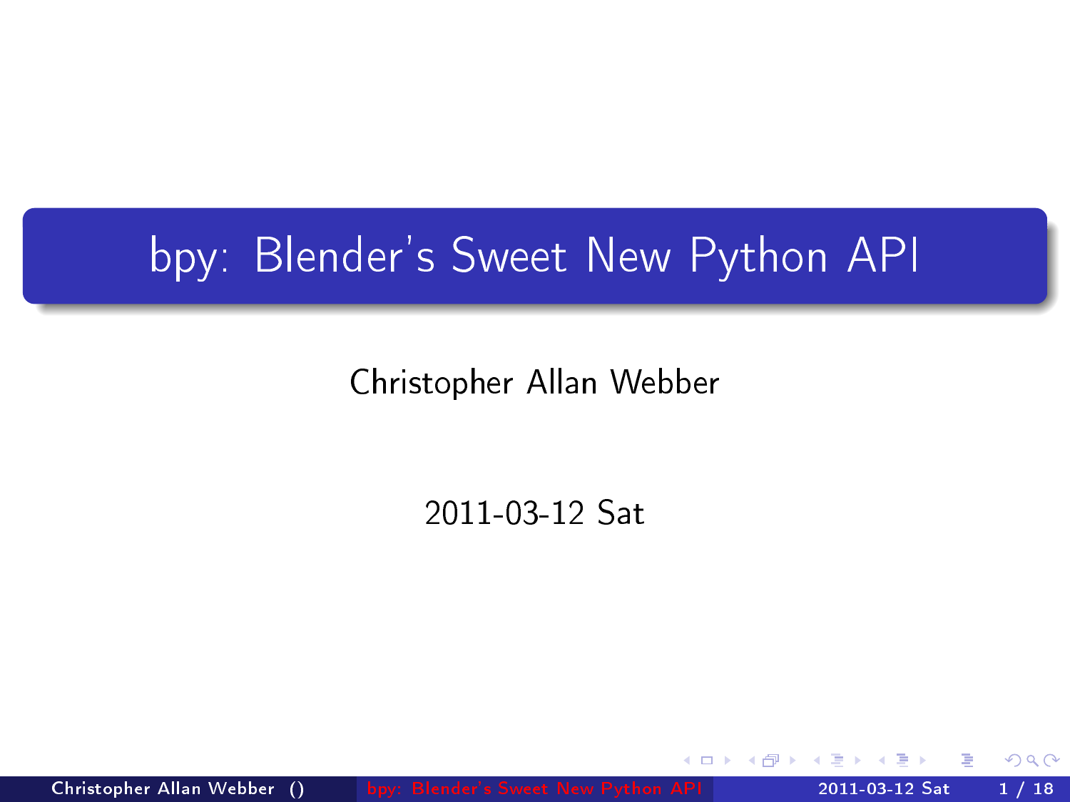# bpy: Blender's Sweet New Python API

Christopher Allan Webber

2011-03-12 Sat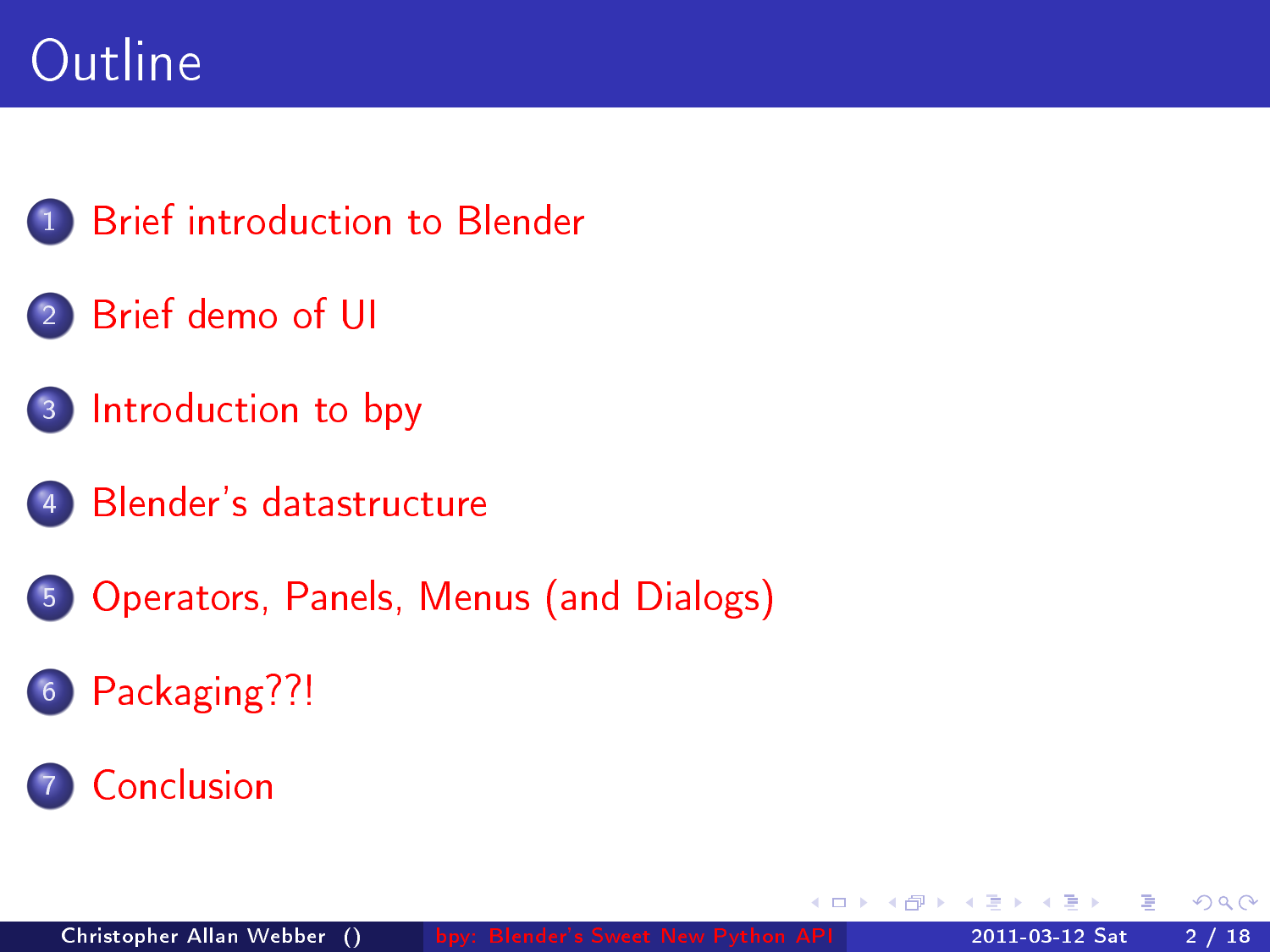# Outline

1. Brief introduction to Blender
2. Brief demo of UI
3. Introduction to bpy
4. Blender's datastructure
5. Operators, Panels, Menus (and Dialogs)
6. Packaging??!
7. Conclusion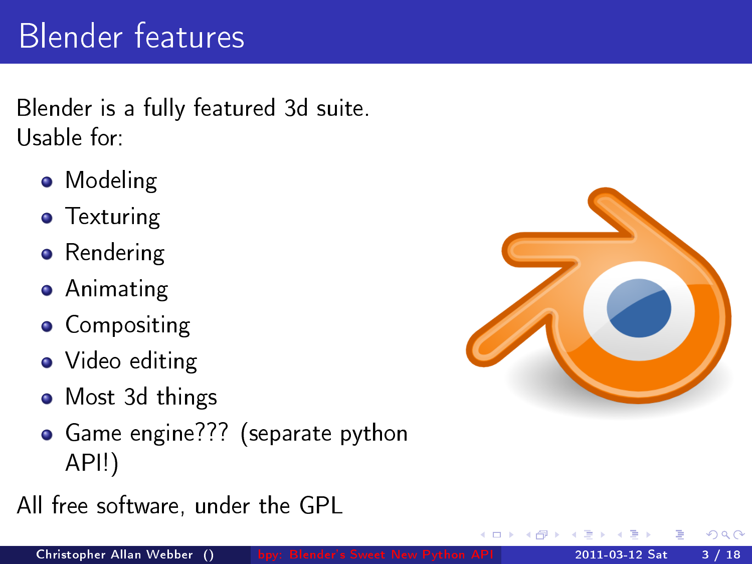# Blender features

Blender is a fully featured 3d suite.
Usable for:

- Modeling
- Texturing
- Rendering
- Animating
- Compositing
- Video editing
- Most 3d things
- Game engine??? (separate python API!)

All free software, under the GPL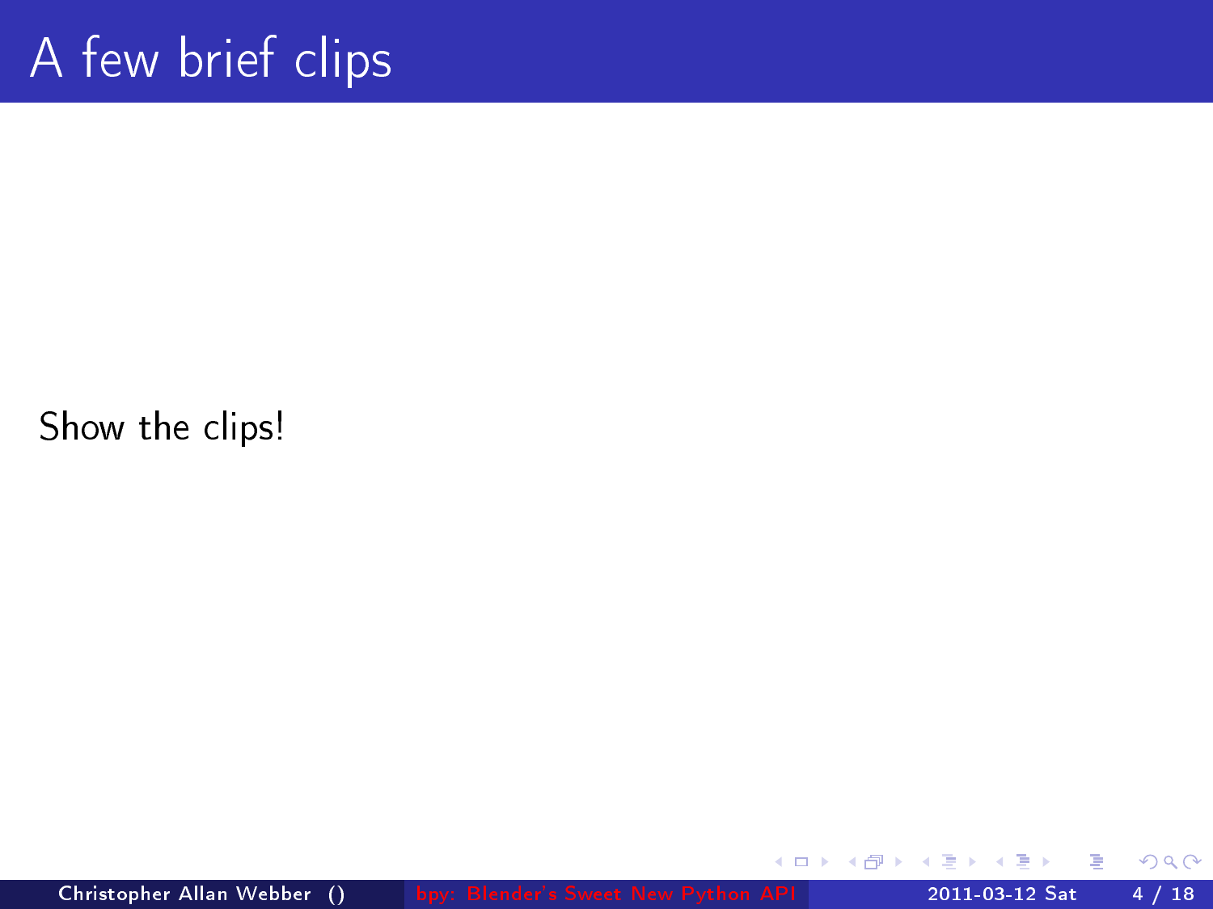# A few brief clips

Show the clips!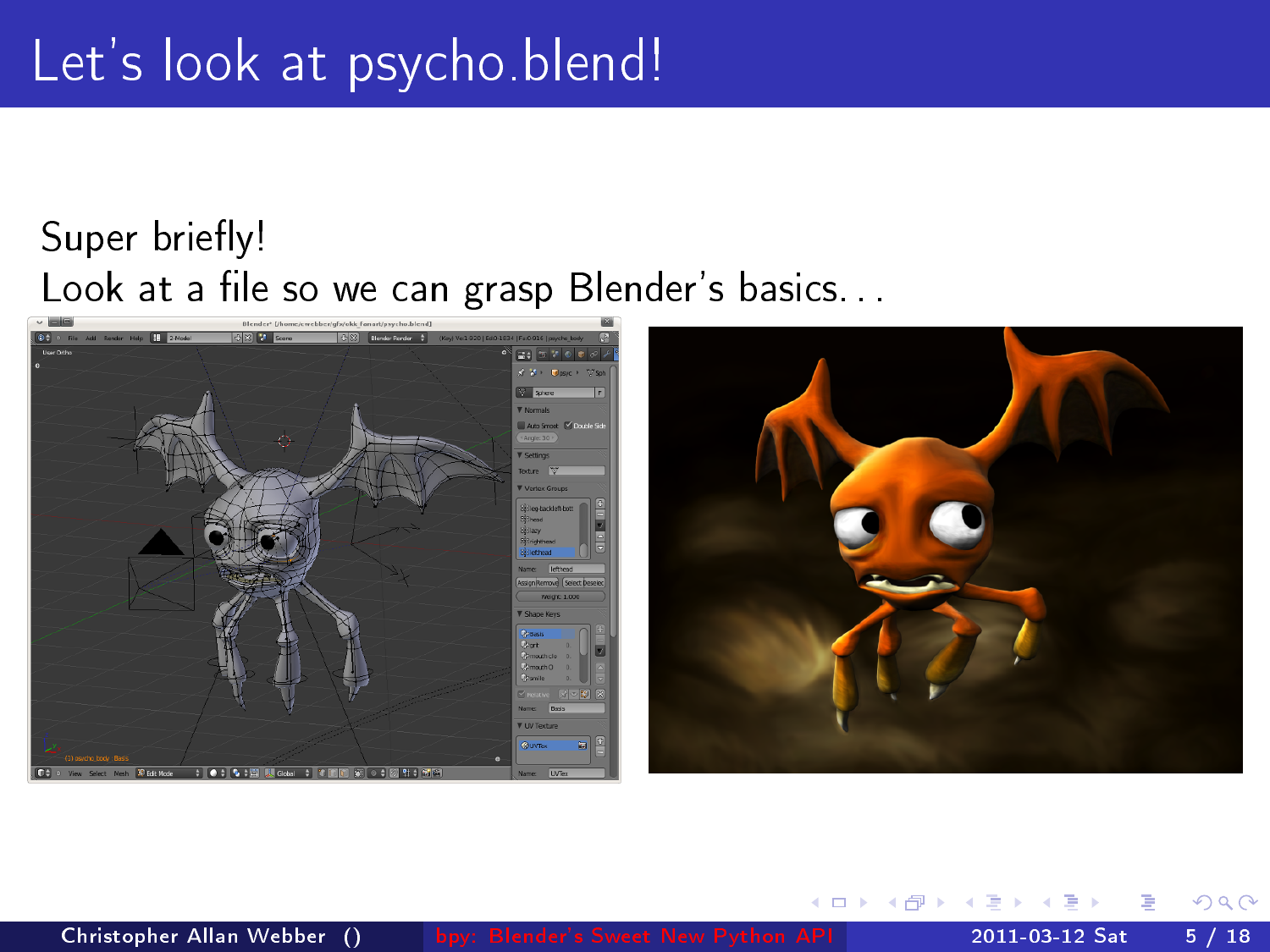# Let's look at psycho.blend!

Super briefly!
Look at a file so we can grasp Blender's basics...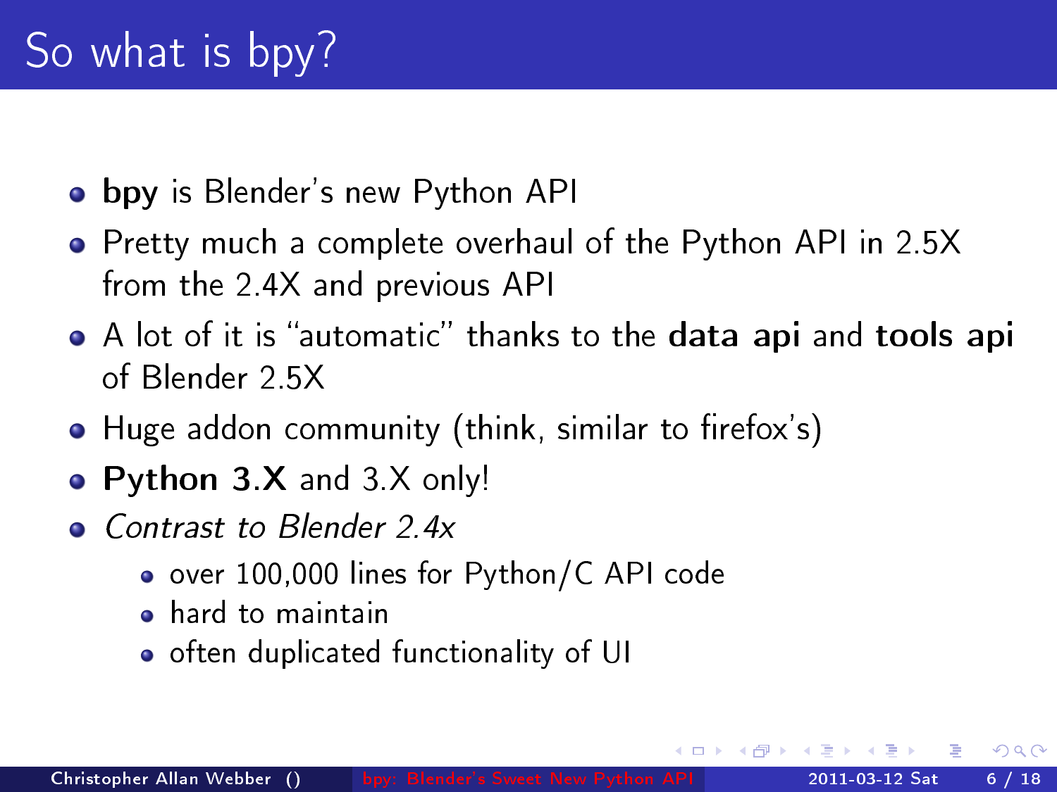# So what is bpy?

- **bpy** is Blender's new Python API
- Pretty much a complete overhaul of the Python API in 2.5X from the 2.4X and previous API
- A lot of it is "automatic" thanks to the **data api** and **tools api** of Blender 2.5X
- Huge addon community (think, similar to firefox's)
- **Python 3.X** and 3.X only!
- *Contrast to Blender 2.4x*
  - over 100,000 lines for Python/C API code
  - hard to maintain
  - often duplicated functionality of UI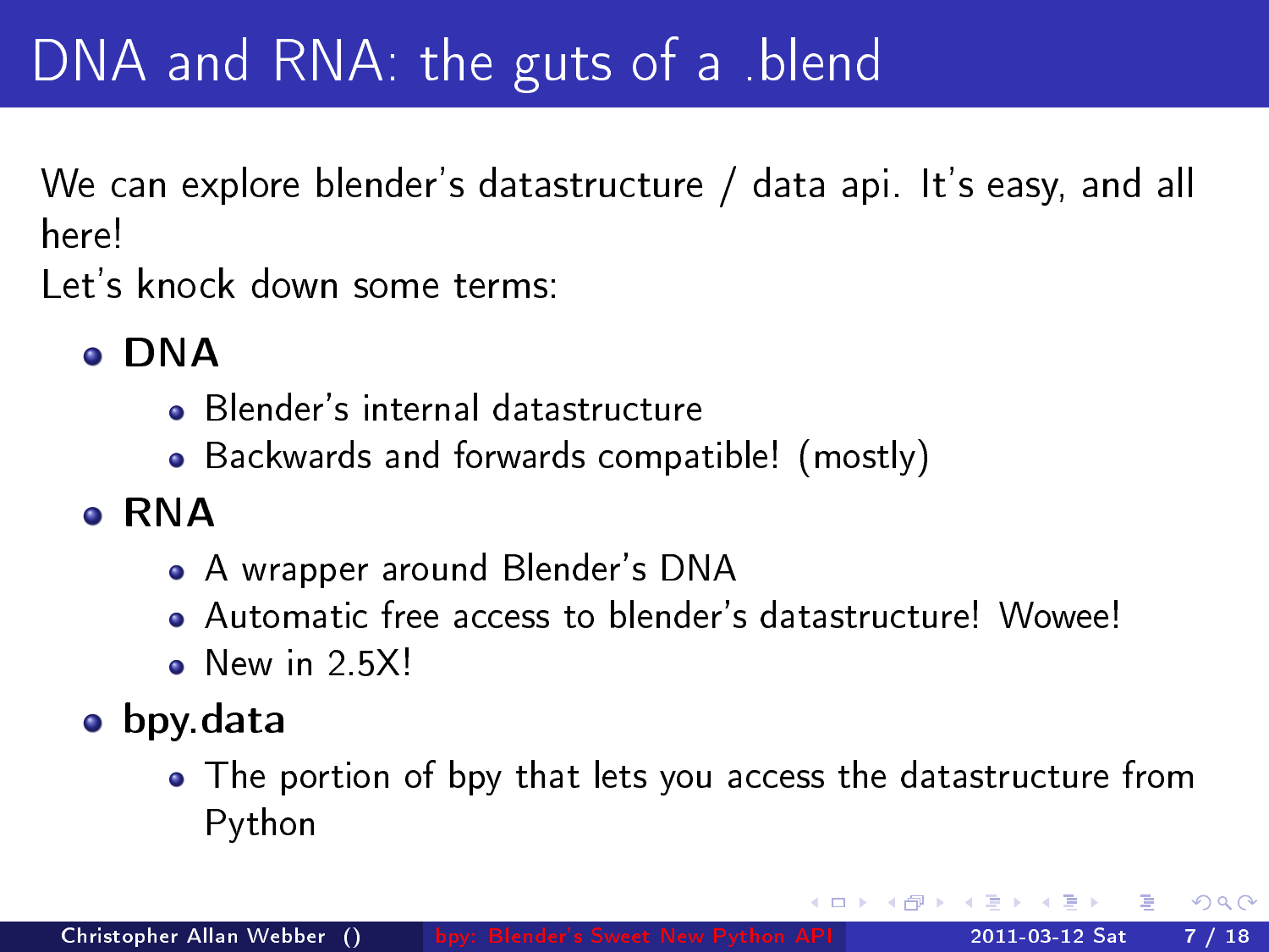# DNA and RNA: the guts of a .blend

We can explore blender's datastructure / data api. It's easy, and all here!

Let's knock down some terms:

- **DNA**
  - Blender's internal datastructure
  - Backwards and forwards compatible! (mostly)
- **RNA**
  - A wrapper around Blender's DNA
  - Automatic free access to blender's datastructure! Wowee!
  - New in 2.5X!
- **bpy.data**
  - The portion of bpy that lets you access the datastructure from Python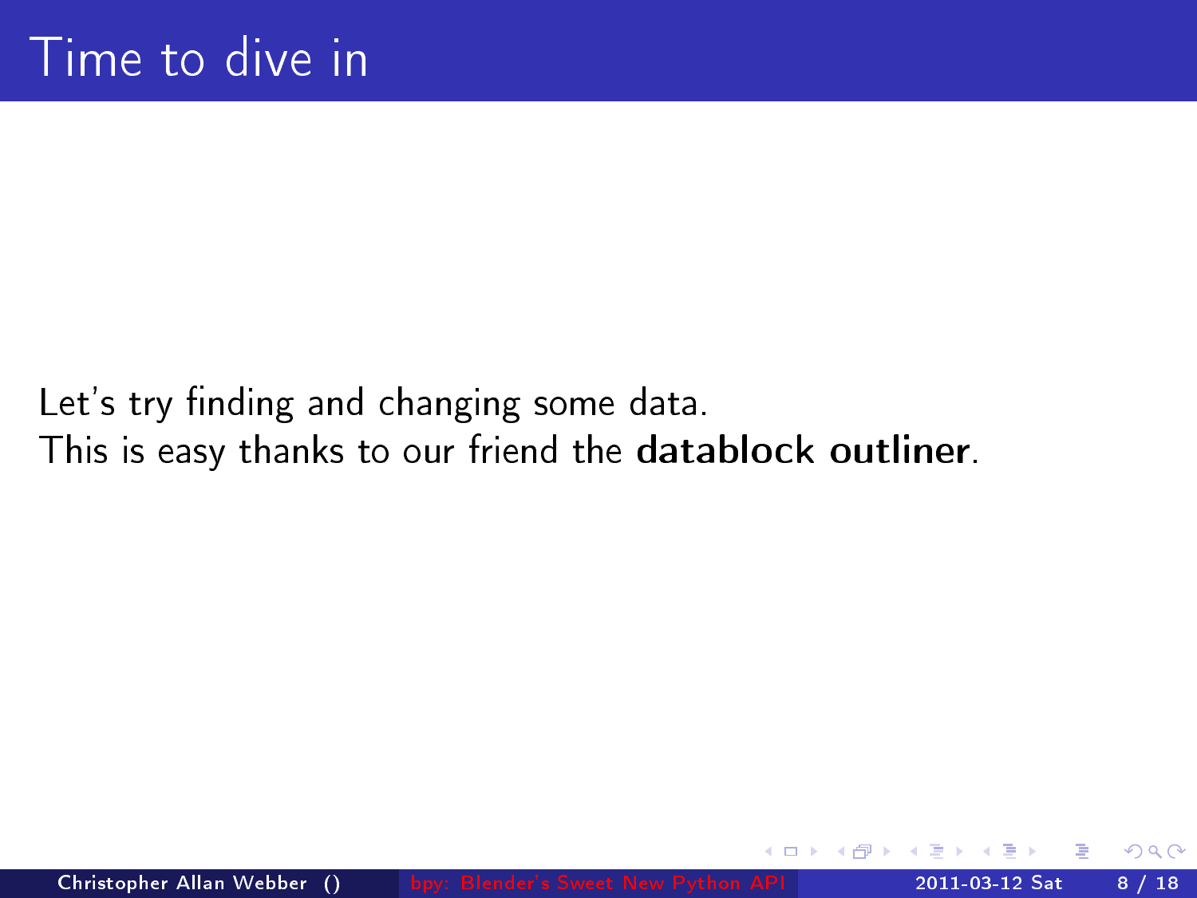# Time to dive in

Let's try finding and changing some data.
This is easy thanks to our friend the **datablock outliner**.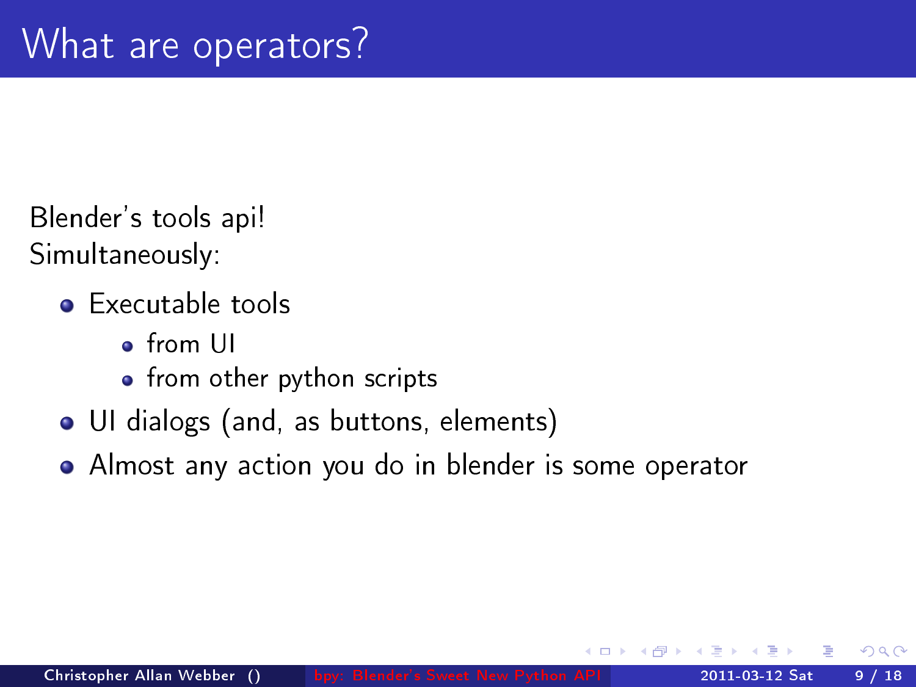# What are operators?

Blender's tools api!
Simultaneously:

- Executable tools
  - from UI
  - from other python scripts
- UI dialogs (and, as buttons, elements)
- Almost any action you do in blender is some operator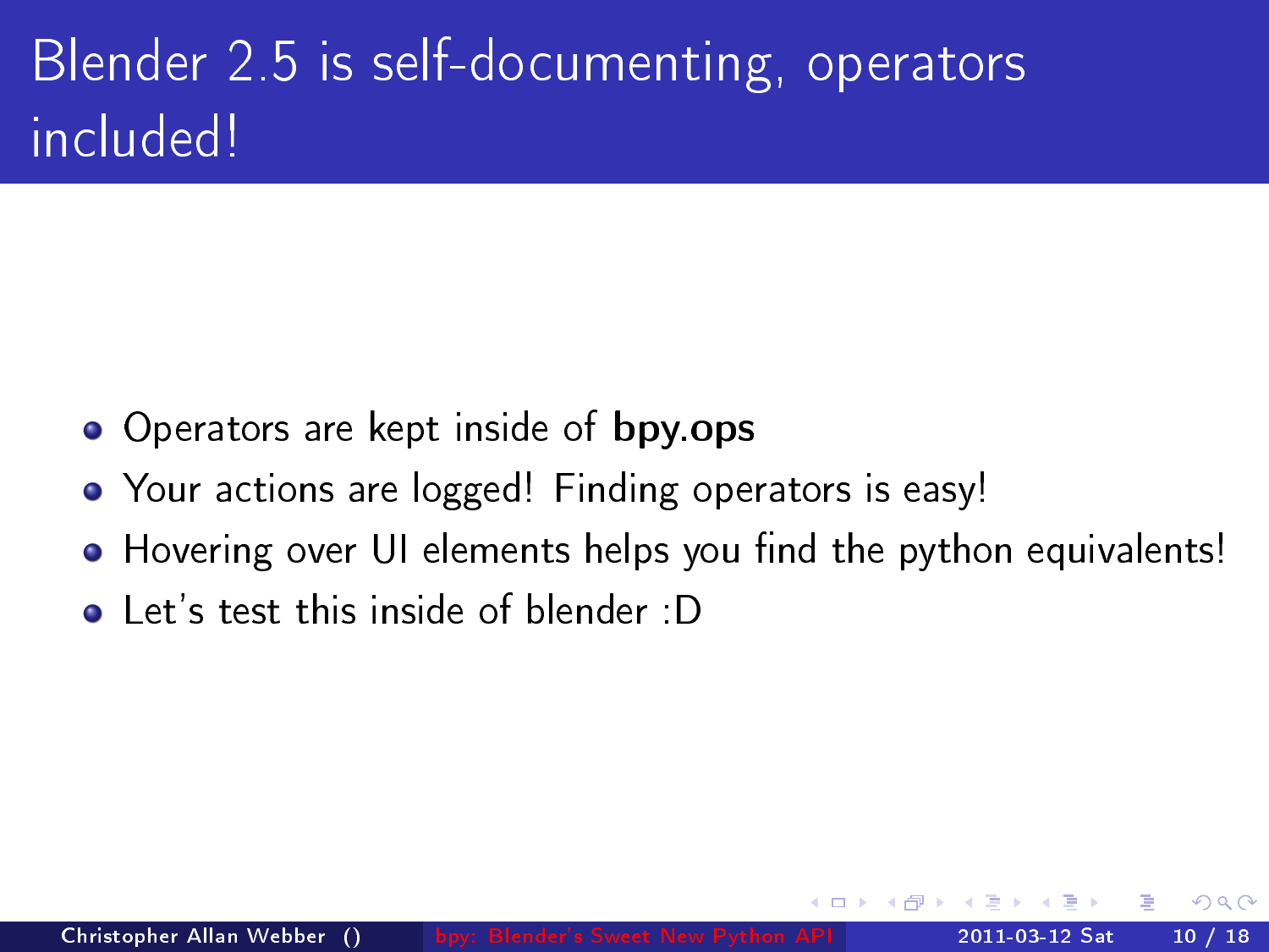# Blender 2.5 is self-documenting, operators included!

- Operators are kept inside of **bpy.ops**
- Your actions are logged! Finding operators is easy!
- Hovering over UI elements helps you find the python equivalents!
- Let's test this inside of blender :D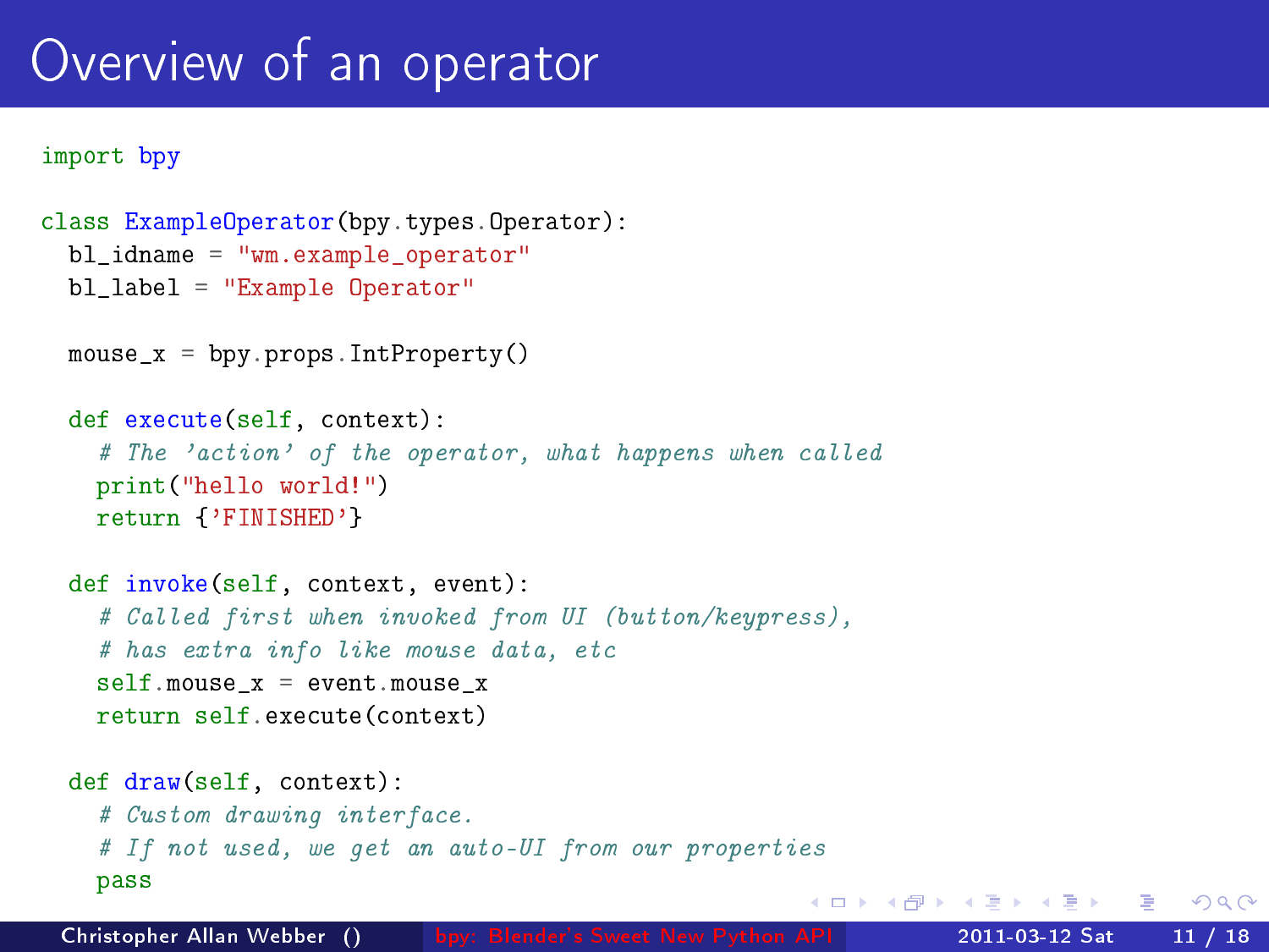# Overview of an operator

```
import bpy

class ExampleOperator(bpy.types.Operator):
  bl_idname = "wm.example_operator"
  bl_label = "Example Operator"

  mouse_x = bpy.props.IntProperty()

  def execute(self, context):
    # The 'action' of the operator, what happens when called
    print("hello world!")
    return {'FINISHED'}

  def invoke(self, context, event):
    # Called first when invoked from UI (button/keypress),
    # has extra info like mouse data, etc
    self.mouse_x = event.mouse_x
    return self.execute(context)

  def draw(self, context):
    # Custom drawing interface.
    # If not used, we get an auto-UI from our properties
    pass
```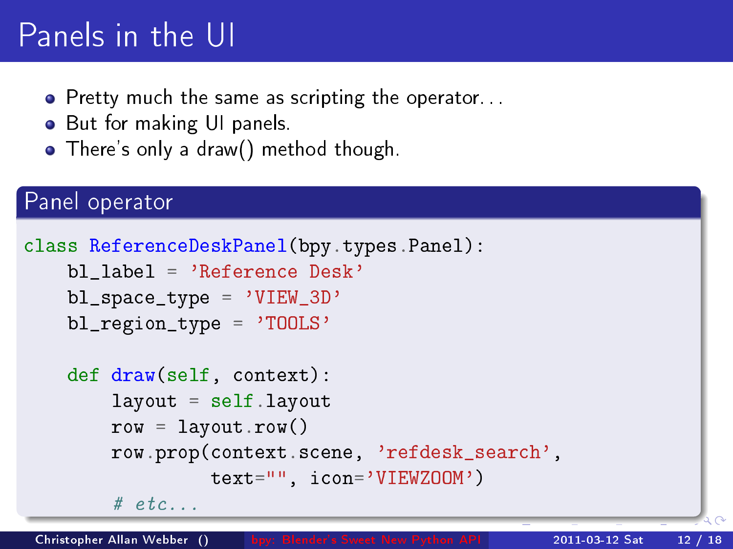# Panels in the UI

- Pretty much the same as scripting the operator. . .
- But for making UI panels.
- There's only a draw() method though.

## Panel operator

```
class ReferenceDeskPanel(bpy.types.Panel):
    bl_label = 'Reference Desk'
    bl_space_type = 'VIEW_3D'
    bl_region_type = 'TOOLS'

    def draw(self, context):
        layout = self.layout
        row = layout.row()
        row.prop(context.scene, 'refdesk_search',
                 text="", icon='VIEWZOOM')
        # etc...
```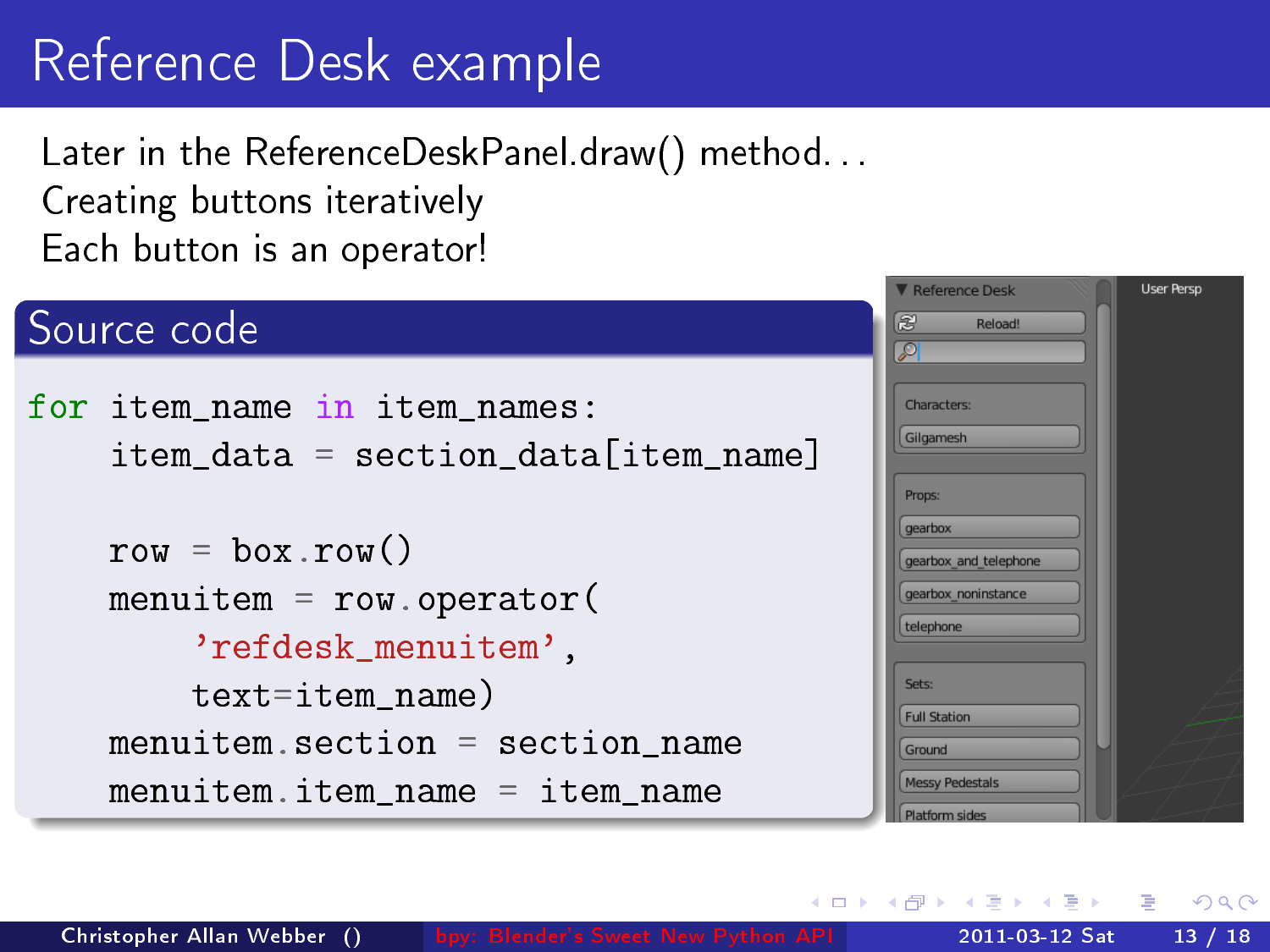# Reference Desk example

Later in the ReferenceDeskPanel.draw() method...
Creating buttons iteratively
Each button is an operator!

## Source code

```
for item_name in item_names:
    item_data = section_data[item_name]

    row = box.row()
    menuitem = row.operator(
        'refdesk_menuitem',
        text=item_name)
    menuitem.section = section_name
    menuitem.item_name = item_name
```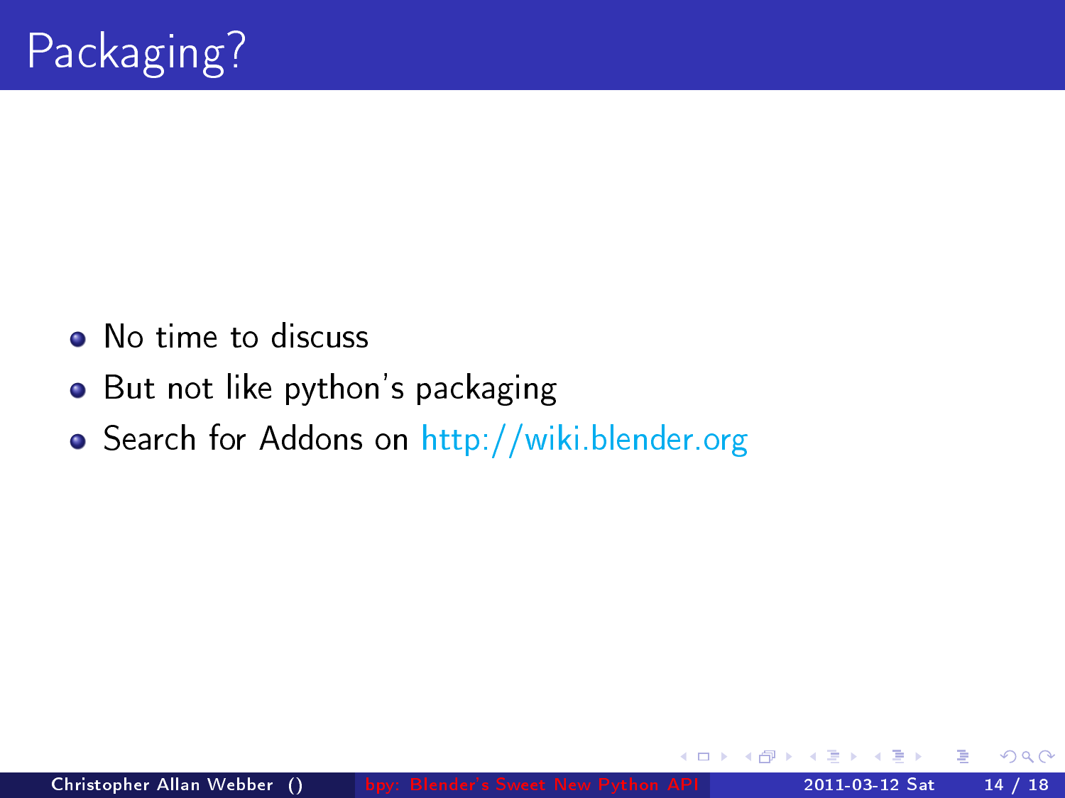# Packaging?

- No time to discuss
- But not like python's packaging
- Search for Addons on http://wiki.blender.org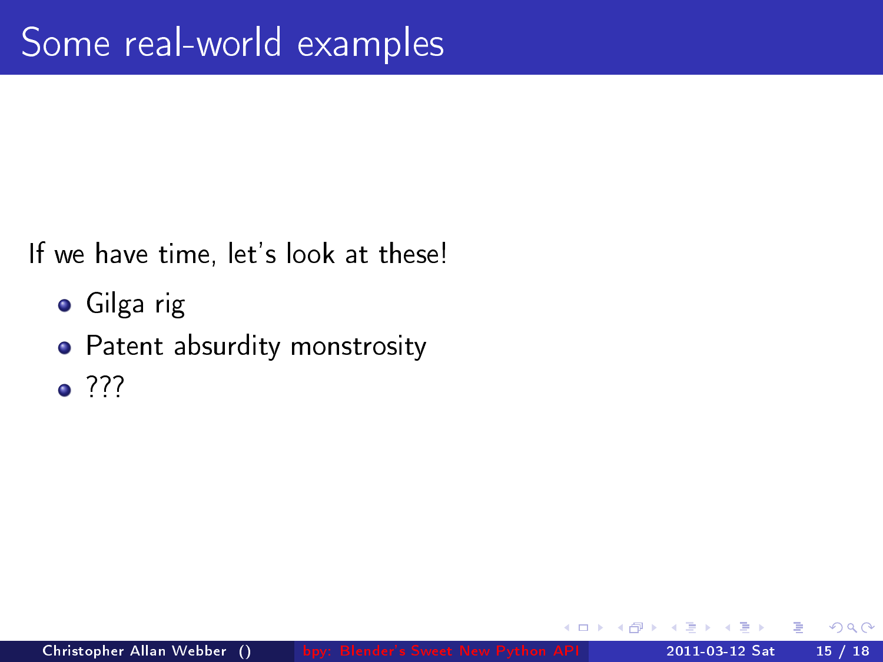# Some real-world examples

If we have time, let's look at these!

- Gilga rig
- Patent absurdity monstrosity
- ???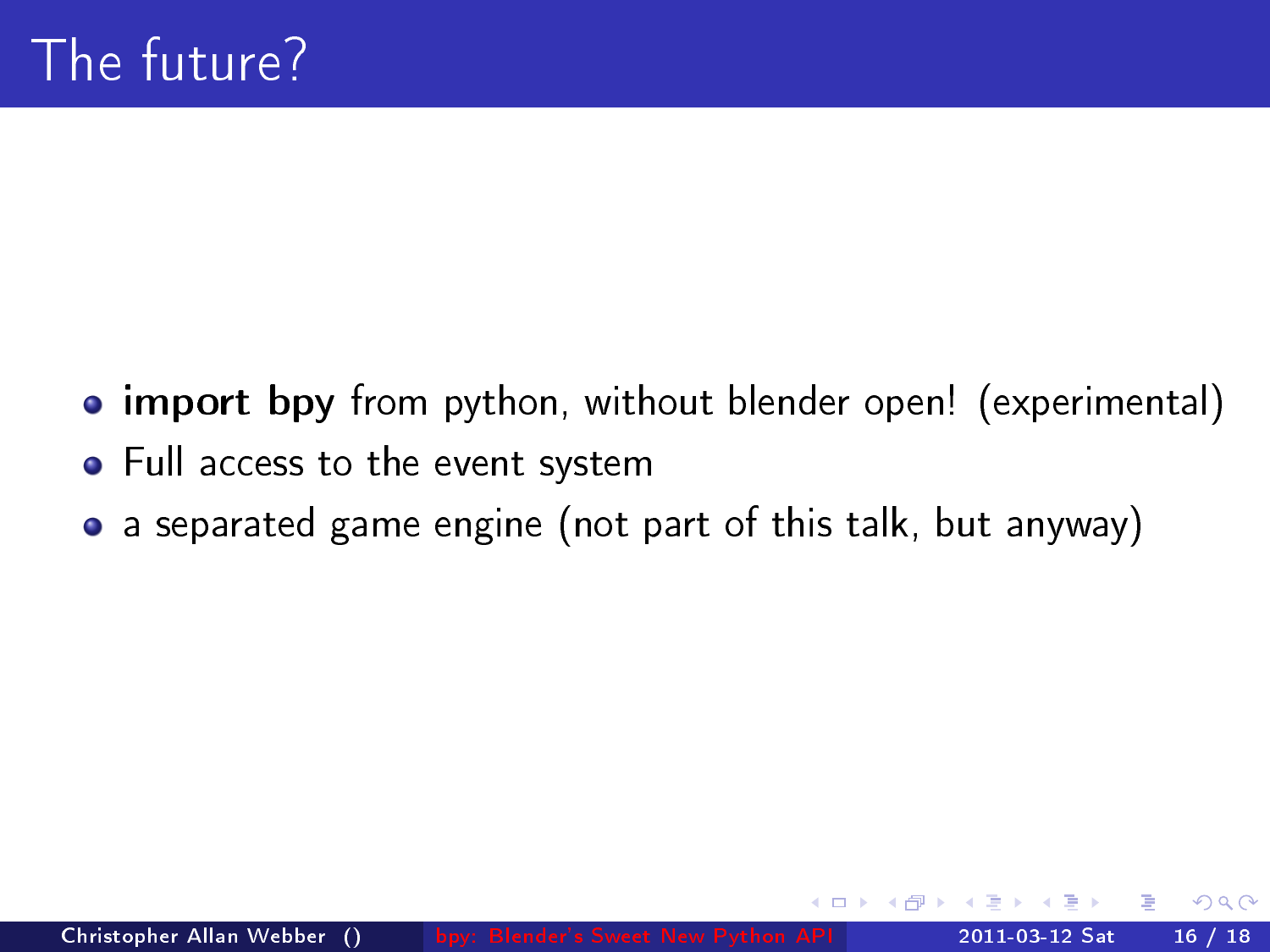# The future?

- **import bpy** from python, without blender open! (experimental)
- Full access to the event system
- a separated game engine (not part of this talk, but anyway)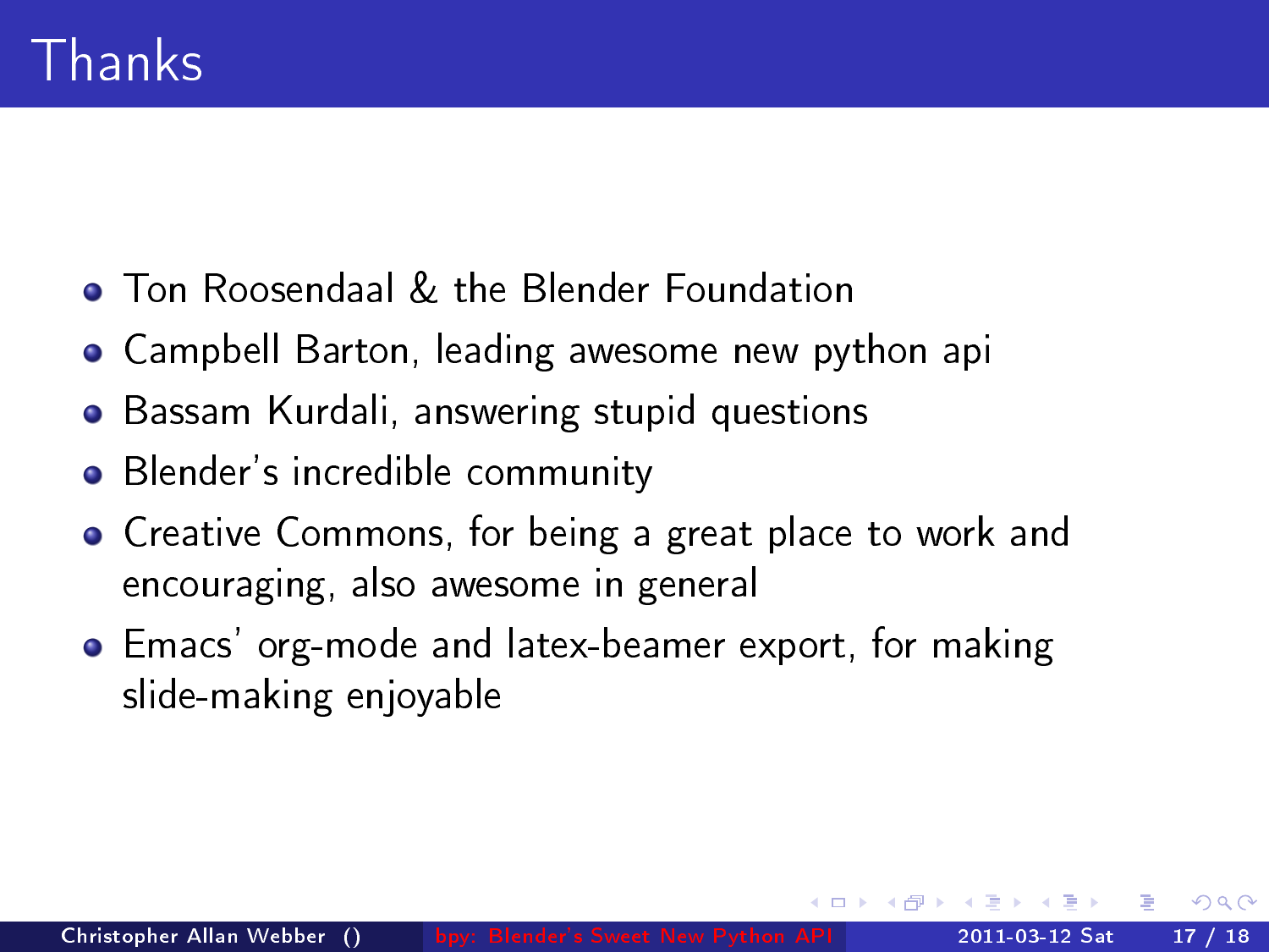# Thanks

- Ton Roosendaal & the Blender Foundation
- Campbell Barton, leading awesome new python api
- Bassam Kurdali, answering stupid questions
- Blender's incredible community
- Creative Commons, for being a great place to work and encouraging, also awesome in general
- Emacs' org-mode and latex-beamer export, for making slide-making enjoyable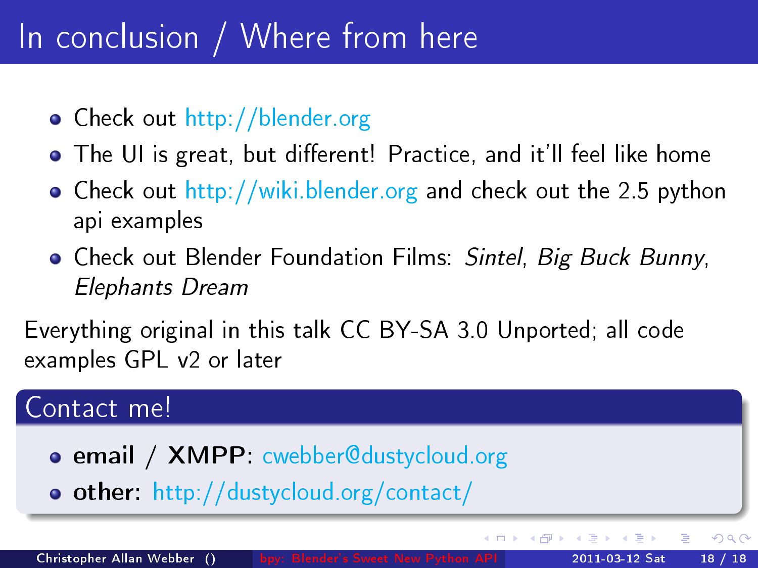# In conclusion / Where from here

- Check out http://blender.org
- The UI is great, but different! Practice, and it'll feel like home
- Check out http://wiki.blender.org and check out the 2.5 python api examples
- Check out Blender Foundation Films: *Sintel*, *Big Buck Bunny*, *Elephants Dream*

Everything original in this talk CC BY-SA 3.0 Unported; all code examples GPL v2 or later

## Contact me!

- **email / XMPP**: cwebber@dustycloud.org
- **other**: http://dustycloud.org/contact/